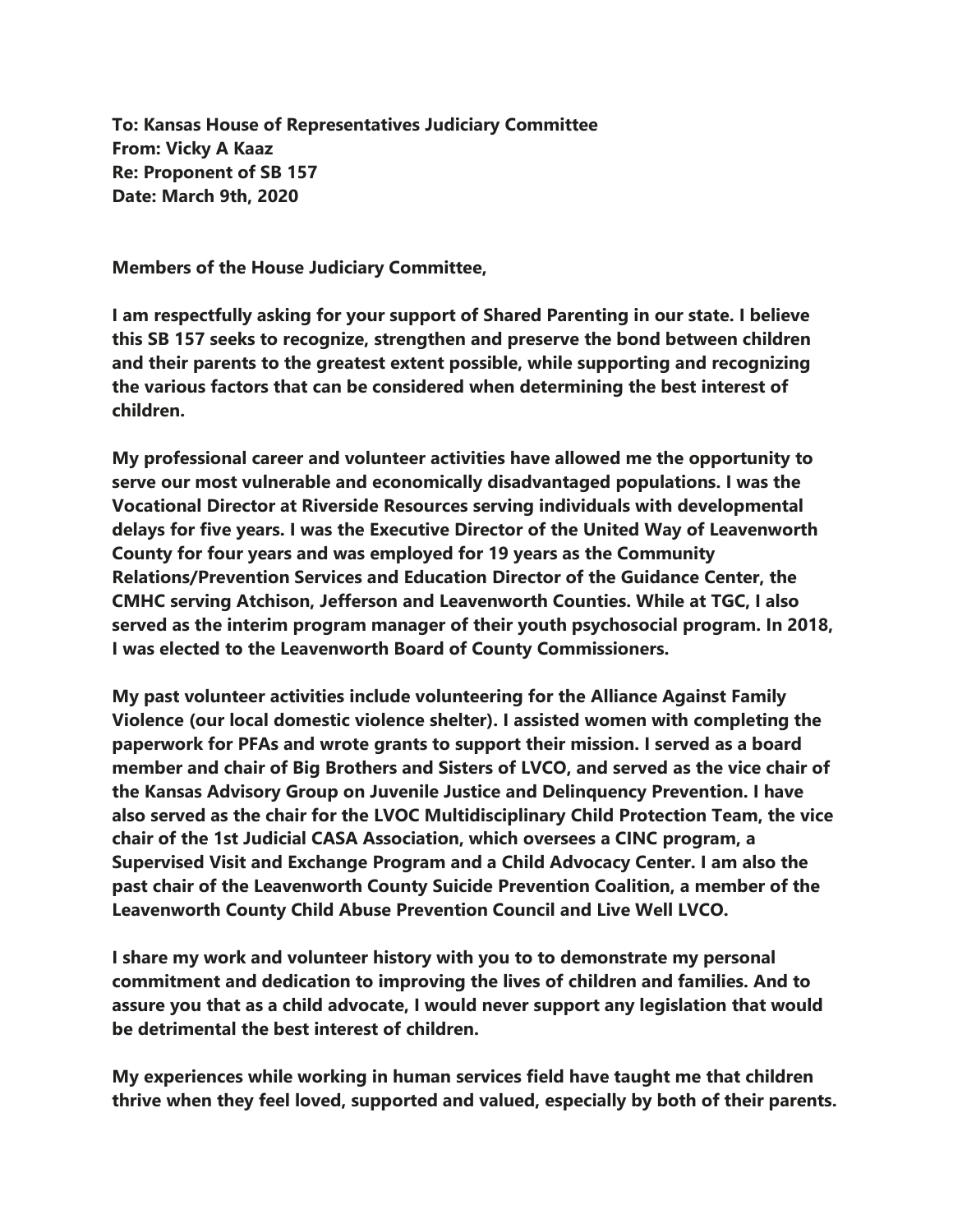**To: Kansas House of Representatives Judiciary Committee**
**From: Vicky A Kaaz**
**Re: Proponent of SB 157**
**Date: March 9th, 2020**

**Members of the House Judiciary Committee,**

**I am respectfully asking for your support of Shared Parenting in our state. I believe this SB 157 seeks to recognize, strengthen and preserve the bond between children and their parents to the greatest extent possible, while supporting and recognizing the various factors that can be considered when determining the best interest of children.**

**My professional career and volunteer activities have allowed me the opportunity to serve our most vulnerable and economically disadvantaged populations. I was the Vocational Director at Riverside Resources serving individuals with developmental delays for five years. I was the Executive Director of the United Way of Leavenworth County for four years and was employed for 19 years as the Community Relations/Prevention Services and Education Director of the Guidance Center, the CMHC serving Atchison, Jefferson and Leavenworth Counties. While at TGC, I also served as the interim program manager of their youth psychosocial program. In 2018, I was elected to the Leavenworth Board of County Commissioners.**

**My past volunteer activities include volunteering for the Alliance Against Family Violence (our local domestic violence shelter). I assisted women with completing the paperwork for PFAs and wrote grants to support their mission. I served as a board member and chair of Big Brothers and Sisters of LVCO, and served as the vice chair of the Kansas Advisory Group on Juvenile Justice and Delinquency Prevention. I have also served as the chair for the LVOC Multidisciplinary Child Protection Team, the vice chair of the 1st Judicial CASA Association, which oversees a CINC program, a Supervised Visit and Exchange Program and a Child Advocacy Center. I am also the past chair of the Leavenworth County Suicide Prevention Coalition, a member of the Leavenworth County Child Abuse Prevention Council and Live Well LVCO.**

**I share my work and volunteer history with you to to demonstrate my personal commitment and dedication to improving the lives of children and families. And to assure you that as a child advocate, I would never support any legislation that would be detrimental the best interest of children.**

**My experiences while working in human services field have taught me that children thrive when they feel loved, supported and valued, especially by both of their parents.**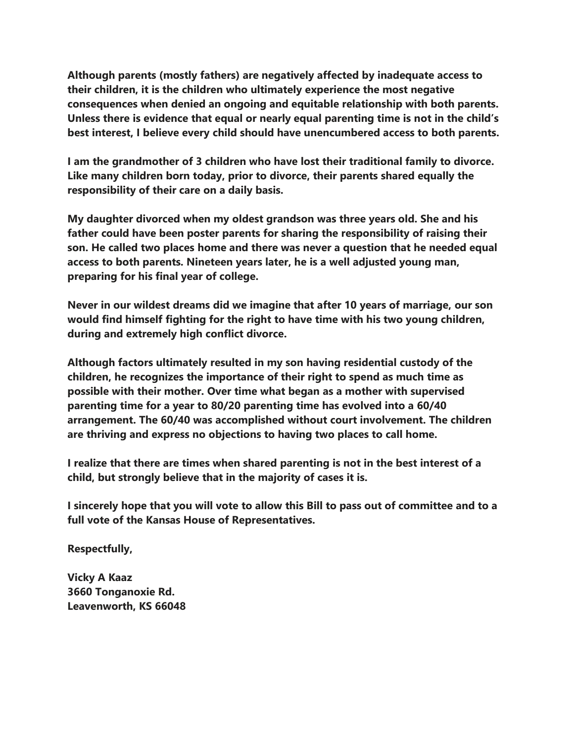**Although parents (mostly fathers) are negatively affected by inadequate access to their children, it is the children who ultimately experience the most negative consequences when denied an ongoing and equitable relationship with both parents. Unless there is evidence that equal or nearly equal parenting time is not in the child's best interest, I believe every child should have unencumbered access to both parents.**

**I am the grandmother of 3 children who have lost their traditional family to divorce. Like many children born today, prior to divorce, their parents shared equally the responsibility of their care on a daily basis.**

**My daughter divorced when my oldest grandson was three years old. She and his father could have been poster parents for sharing the responsibility of raising their son. He called two places home and there was never a question that he needed equal access to both parents. Nineteen years later, he is a well adjusted young man, preparing for his final year of college.**

**Never in our wildest dreams did we imagine that after 10 years of marriage, our son would find himself fighting for the right to have time with his two young children, during and extremely high conflict divorce.**

**Although factors ultimately resulted in my son having residential custody of the children, he recognizes the importance of their right to spend as much time as possible with their mother. Over time what began as a mother with supervised parenting time for a year to 80/20 parenting time has evolved into a 60/40 arrangement. The 60/40 was accomplished without court involvement. The children are thriving and express no objections to having two places to call home.**

**I realize that there are times when shared parenting is not in the best interest of a child, but strongly believe that in the majority of cases it is.**

**I sincerely hope that you will vote to allow this Bill to pass out of committee and to a full vote of the Kansas House of Representatives.**

**Respectfully,**

**Vicky A Kaaz**
**3660 Tonganoxie Rd.**
**Leavenworth, KS 66048**